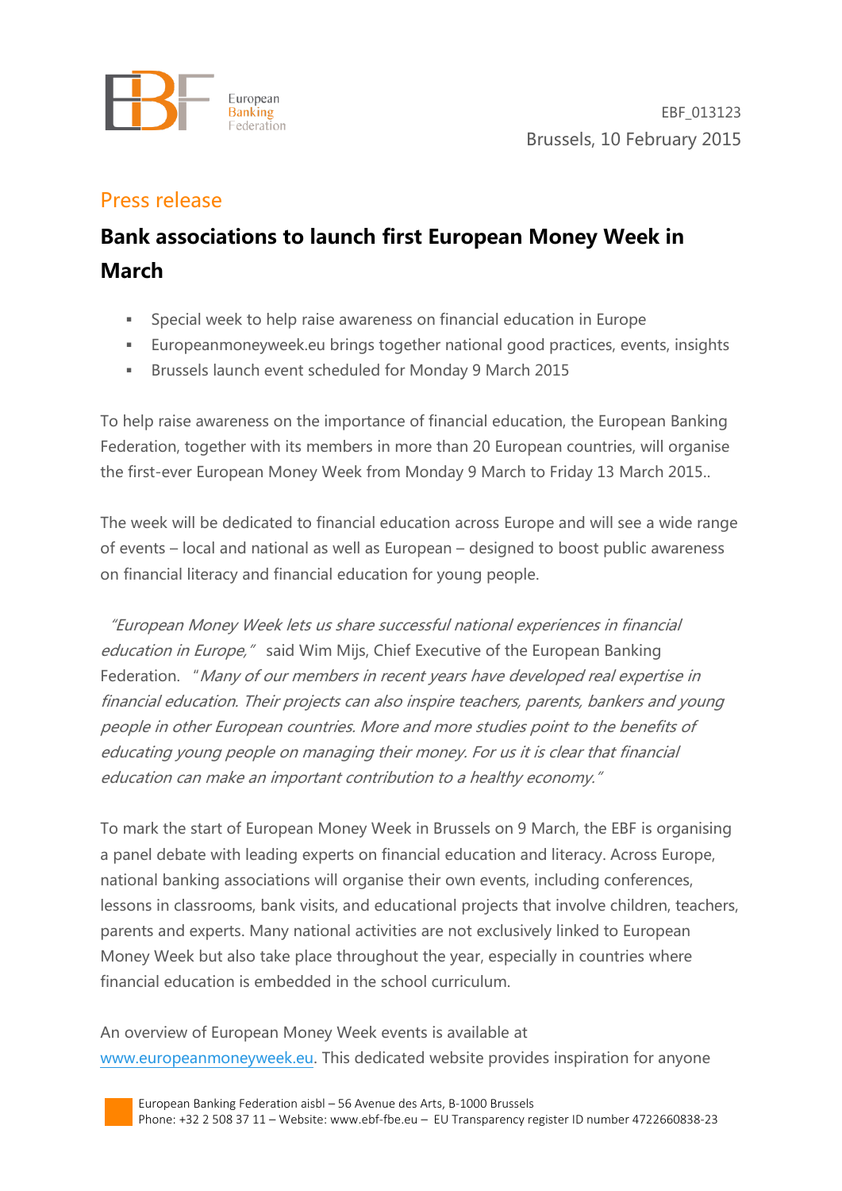European Banking Federation

EBF_013123

Brussels, 10 February 2015

Press release

# Bank associations to launch first European Money Week in March

- Special week to help raise awareness on financial education in Europe
- Europeanmoneyweek.eu brings together national good practices, events, insights
- Brussels launch event scheduled for Monday 9 March 2015

To help raise awareness on the importance of financial education, the European Banking Federation, together with its members in more than 20 European countries, will organise the first-ever European Money Week from Monday 9 March to Friday 13 March 2015..

The week will be dedicated to financial education across Europe and will see a wide range of events – local and national as well as European – designed to boost public awareness on financial literacy and financial education for young people.

*"European Money Week lets us share successful national experiences in financial education in Europe,"* said Wim Mijs, Chief Executive of the European Banking Federation. *"Many of our members in recent years have developed real expertise in financial education. Their projects can also inspire teachers, parents, bankers and young people in other European countries. More and more studies point to the benefits of educating young people on managing their money. For us it is clear that financial education can make an important contribution to a healthy economy."*

To mark the start of European Money Week in Brussels on 9 March, the EBF is organising a panel debate with leading experts on financial education and literacy. Across Europe, national banking associations will organise their own events, including conferences, lessons in classrooms, bank visits, and educational projects that involve children, teachers, parents and experts. Many national activities are not exclusively linked to European Money Week but also take place throughout the year, especially in countries where financial education is embedded in the school curriculum.

An overview of European Money Week events is available at www.europeanmoneyweek.eu. This dedicated website provides inspiration for anyone

European Banking Federation aisbl – 56 Avenue des Arts, B-1000 Brussels
Phone: +32 2 508 37 11 – Website: www.ebf-fbe.eu – EU Transparency register ID number 4722660838-23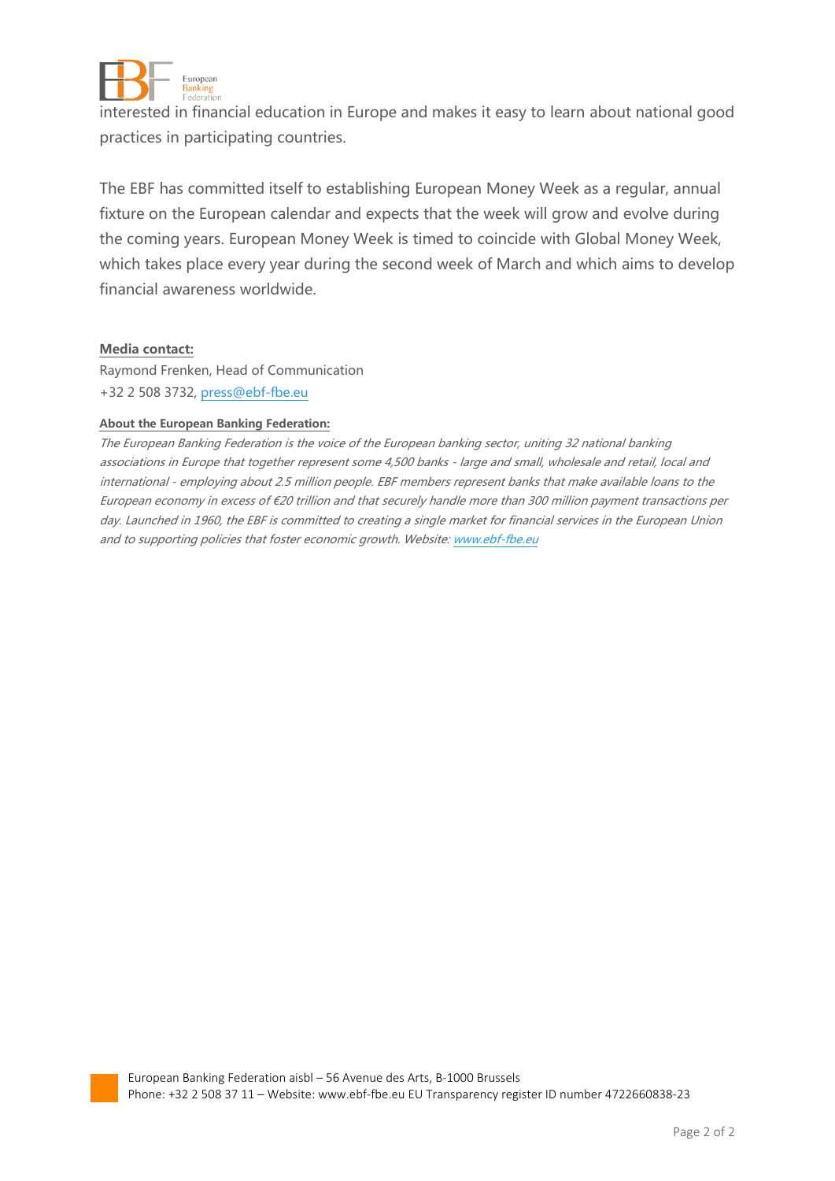interested in financial education in Europe and makes it easy to learn about national good practices in participating countries.

The EBF has committed itself to establishing European Money Week as a regular, annual fixture on the European calendar and expects that the week will grow and evolve during the coming years. European Money Week is timed to coincide with Global Money Week, which takes place every year during the second week of March and which aims to develop financial awareness worldwide.

**Media contact:**

Raymond Frenken, Head of Communication
+32 2 508 3732, press@ebf-fbe.eu

**About the European Banking Federation:**

*The European Banking Federation is the voice of the European banking sector, uniting 32 national banking associations in Europe that together represent some 4,500 banks - large and small, wholesale and retail, local and international - employing about 2.5 million people. EBF members represent banks that make available loans to the European economy in excess of €20 trillion and that securely handle more than 300 million payment transactions per day. Launched in 1960, the EBF is committed to creating a single market for financial services in the European Union and to supporting policies that foster economic growth. Website: www.ebf-fbe.eu*

European Banking Federation aisbl – 56 Avenue des Arts, B-1000 Brussels
Phone: +32 2 508 37 11 – Website: www.ebf-fbe.eu EU Transparency register ID number 4722660838-23